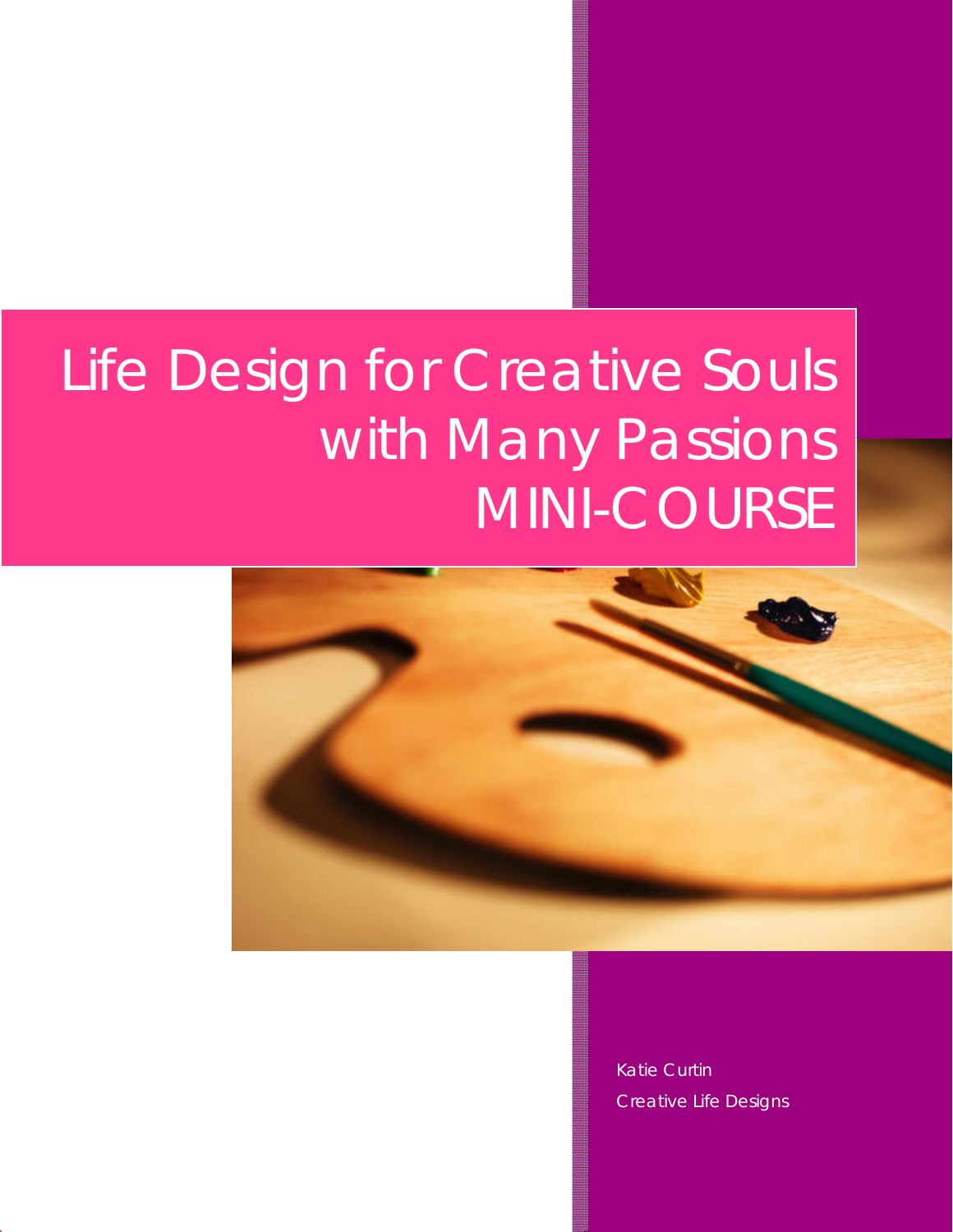# Life Design for Creative Souls with Many Passions MINI-COURSE

Katie Curtin

Creative Life Designs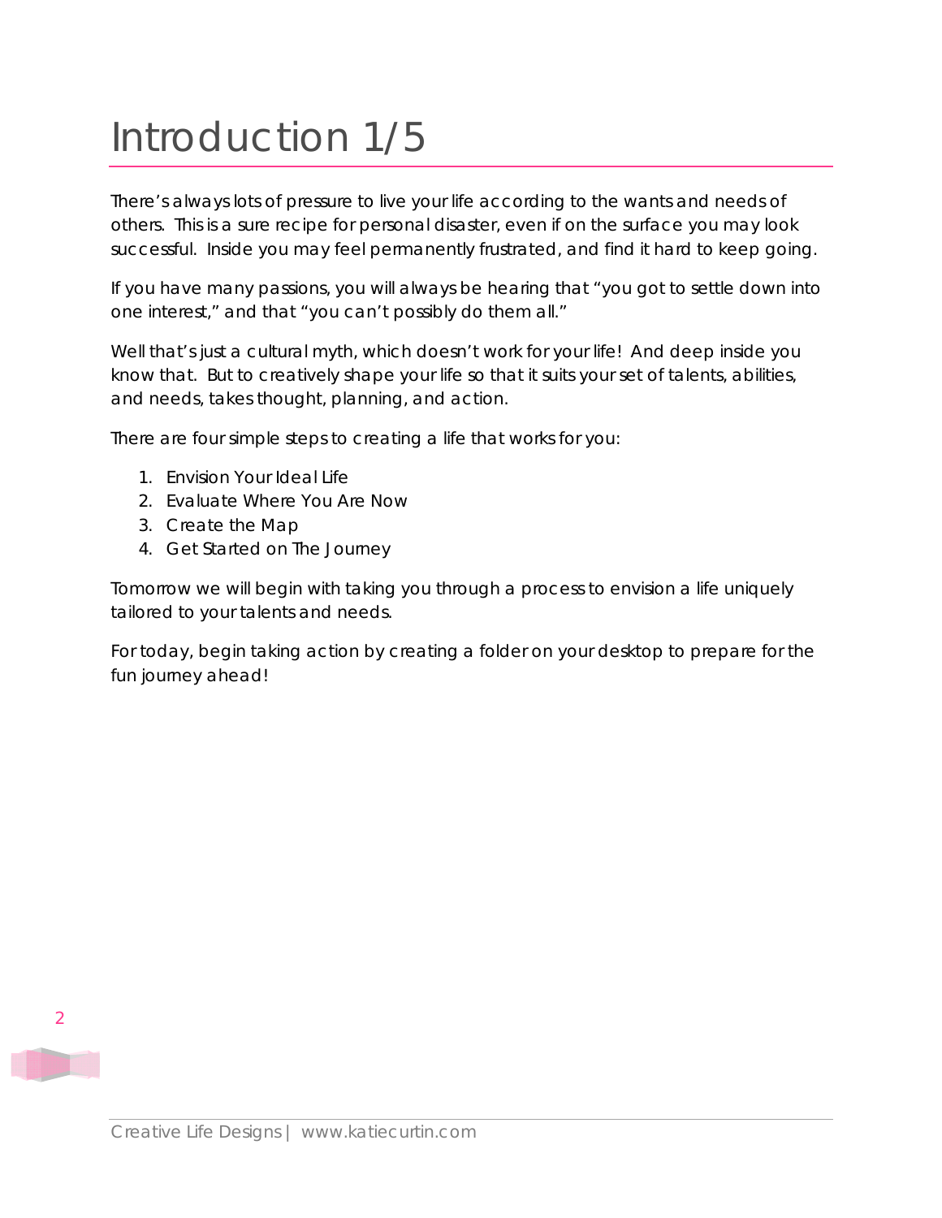# Introduction 1/5

There's always lots of pressure to live your life according to the wants and needs of others. This is a sure recipe for personal disaster, even if on the surface you may look successful. Inside you may feel permanently frustrated, and find it hard to keep going.

If you have many passions, you will always be hearing that "you got to settle down into one interest," and that "you can't possibly do them all."

Well that's just a cultural myth, which doesn't work for your life! And deep inside you know that. But to creatively shape your life so that it suits your set of talents, abilities, and needs, takes thought, planning, and action.

There are four simple steps to creating a life that works for you:

1. Envision Your Ideal Life
2. Evaluate Where You Are Now
3. Create the Map
4. Get Started on The Journey

Tomorrow we will begin with taking you through a process to envision a life uniquely tailored to your talents and needs.

For today, begin taking action by creating a folder on your desktop to prepare for the fun journey ahead!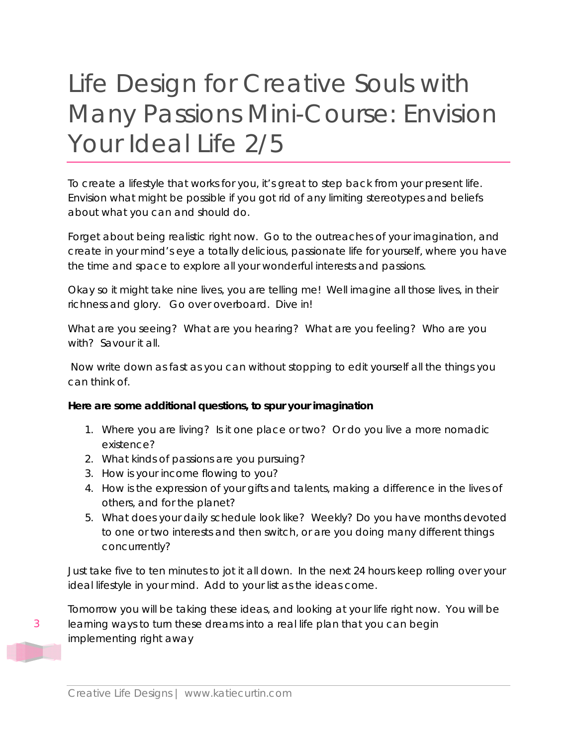# Life Design for Creative Souls with Many Passions Mini-Course: Envision Your Ideal Life 2/5

To create a lifestyle that works for you, it's great to step back from your present life. Envision what might be possible if you got rid of any limiting stereotypes and beliefs about what you can and should do.

Forget about being realistic right now. Go to the outreaches of your imagination, and create in your mind's eye a totally delicious, passionate life for yourself, where you have the time and space to explore all your wonderful interests and passions.

Okay so it might take nine lives, you are telling me! Well imagine all those lives, in their richness and glory. Go over overboard. Dive in!

What are you seeing? What are you hearing? What are you feeling? Who are you with? Savour it all.

Now write down as fast as you can without stopping to edit yourself all the things you can think of.

**Here are some additional questions, to spur your imagination**

1. Where you are living? Is it one place or two? Or do you live a more nomadic existence?
2. What kinds of passions are you pursuing?
3. How is your income flowing to you?
4. How is the expression of your gifts and talents, making a difference in the lives of others, and for the planet?
5. What does your daily schedule look like? Weekly? Do you have months devoted to one or two interests and then switch, or are you doing many different things concurrently?

Just take five to ten minutes to jot it all down. In the next 24 hours keep rolling over your ideal lifestyle in your mind. Add to your list as the ideas come.

Tomorrow you will be taking these ideas, and looking at your life right now. You will be learning ways to turn these dreams into a real life plan that you can begin implementing right away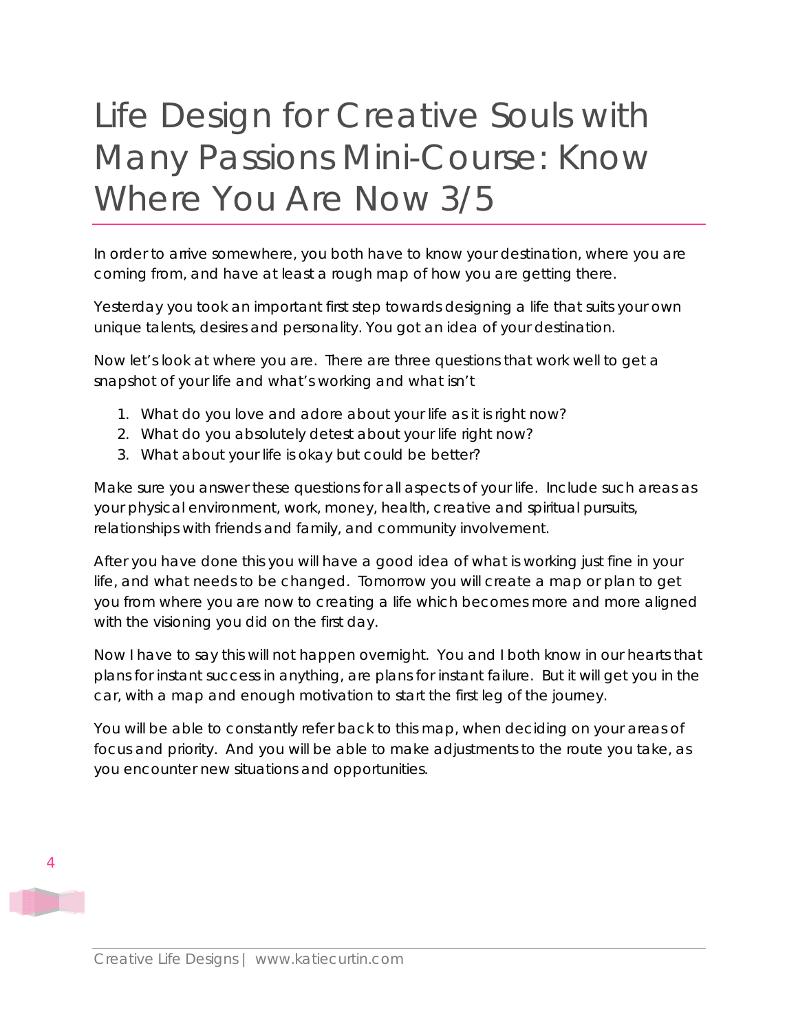# Life Design for Creative Souls with Many Passions Mini-Course: Know Where You Are Now 3/5

In order to arrive somewhere, you both have to know your destination, where you are coming from, and have at least a rough map of how you are getting there.

Yesterday you took an important first step towards designing a life that suits your own unique talents, desires and personality. You got an idea of your destination.

Now let's look at where you are. There are three questions that work well to get a snapshot of your life and what's working and what isn't

1. What do you love and adore about your life as it is right now?
2. What do you absolutely detest about your life right now?
3. What about your life is okay but could be better?

Make sure you answer these questions for all aspects of your life. Include such areas as your physical environment, work, money, health, creative and spiritual pursuits, relationships with friends and family, and community involvement.

After you have done this you will have a good idea of what is working just fine in your life, and what needs to be changed. Tomorrow you will create a map or plan to get you from where you are now to creating a life which becomes more and more aligned with the visioning you did on the first day.

Now I have to say this will not happen overnight. You and I both know in our hearts that plans for instant success in anything, are plans for instant failure. But it will get you in the car, with a map and enough motivation to start the first leg of the journey.

You will be able to constantly refer back to this map, when deciding on your areas of focus and priority. And you will be able to make adjustments to the route you take, as you encounter new situations and opportunities.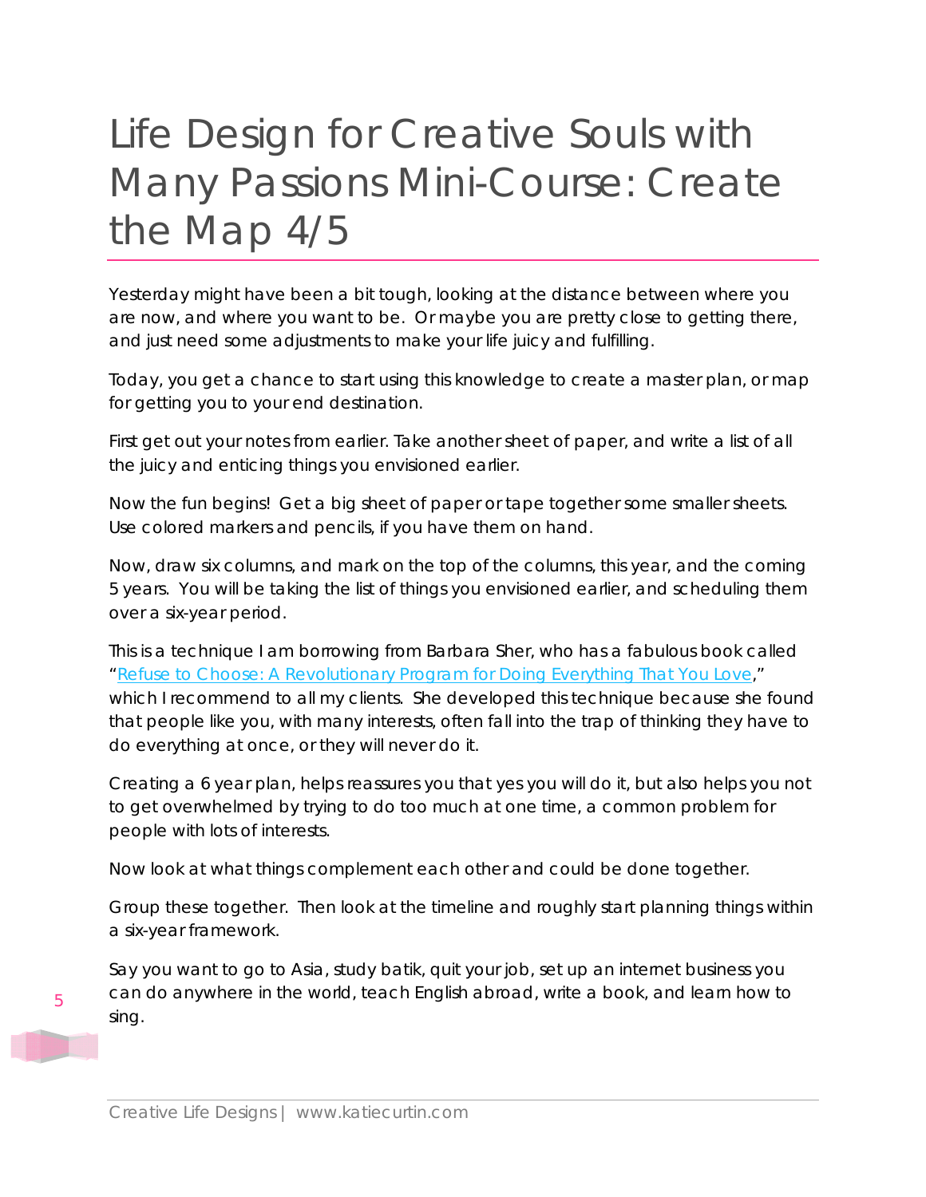# Life Design for Creative Souls with Many Passions Mini-Course: Create the Map 4/5

Yesterday might have been a bit tough, looking at the distance between where you are now, and where you want to be. Or maybe you are pretty close to getting there, and just need some adjustments to make your life juicy and fulfilling.

Today, you get a chance to start using this knowledge to create a master plan, or map for getting you to your end destination.

First get out your notes from earlier. Take another sheet of paper, and write a list of all the juicy and enticing things you envisioned earlier.

Now the fun begins! Get a big sheet of paper or tape together some smaller sheets. Use colored markers and pencils, if you have them on hand.

Now, draw six columns, and mark on the top of the columns, this year, and the coming 5 years. You will be taking the list of things you envisioned earlier, and scheduling them over a six-year period.

This is a technique I am borrowing from Barbara Sher, who has a fabulous book called "[Refuse to Choose: A Revolutionary Program for Doing Everything That You Love](Refuse to Choose: A Revolutionary Program for Doing Everything That You Love)," which I recommend to all my clients. She developed this technique because she found that people like you, with many interests, often fall into the trap of thinking they have to do everything at once, or they will never do it.

Creating a 6 year plan, helps reassures you that yes you will do it, but also helps you not to get overwhelmed by trying to do too much at one time, a common problem for people with lots of interests.

Now look at what things complement each other and could be done together.

Group these together. Then look at the timeline and roughly start planning things within a six-year framework.

Say you want to go to Asia, study batik, quit your job, set up an internet business you can do anywhere in the world, teach English abroad, write a book, and learn how to sing.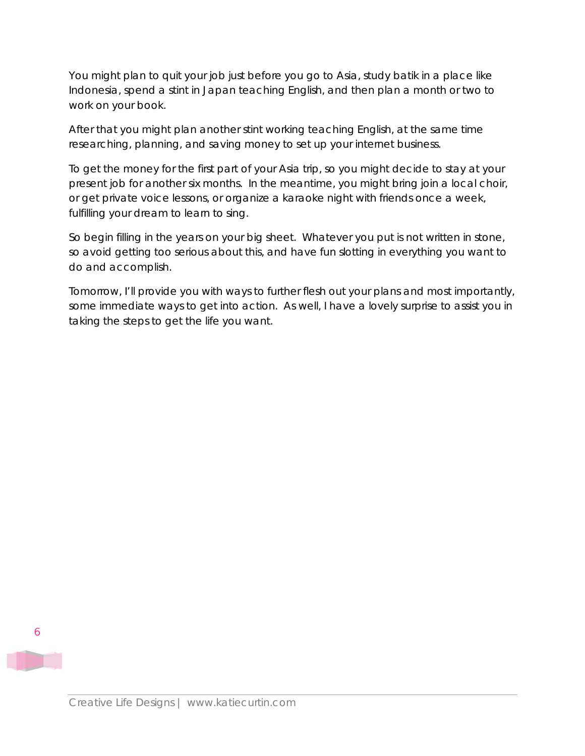You might plan to quit your job just before you go to Asia, study batik in a place like Indonesia, spend a stint in Japan teaching English, and then plan a month or two to work on your book.

After that you might plan another stint working teaching English, at the same time researching, planning, and saving money to set up your internet business.

To get the money for the first part of your Asia trip, so you might decide to stay at your present job for another six months. In the meantime, you might bring join a local choir, or get private voice lessons, or organize a karaoke night with friends once a week, fulfilling your dream to learn to sing.

So begin filling in the years on your big sheet. Whatever you put is not written in stone, so avoid getting too serious about this, and have fun slotting in everything you want to do and accomplish.

Tomorrow, I'll provide you with ways to further flesh out your plans and most importantly, some immediate ways to get into action. As well, I have a lovely surprise to assist you in taking the steps to get the life you want.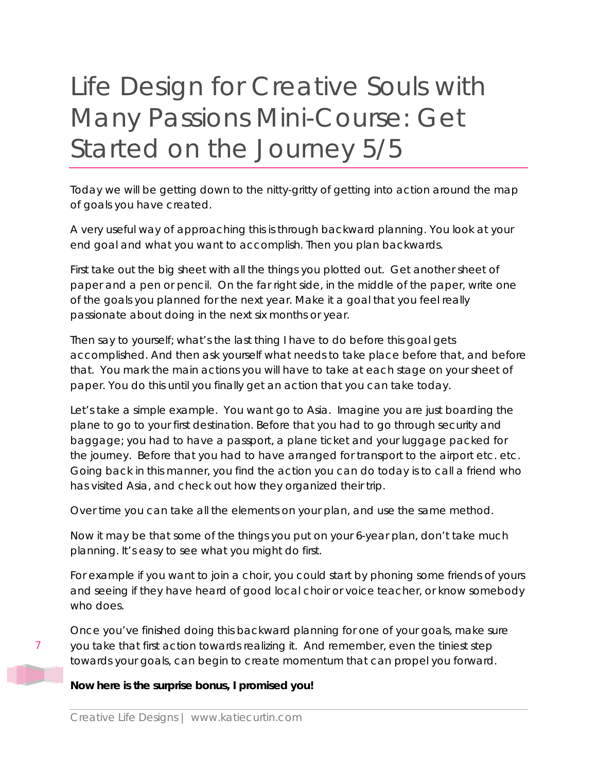# Life Design for Creative Souls with Many Passions Mini-Course: Get Started on the Journey 5/5

Today we will be getting down to the nitty-gritty of getting into action around the map of goals you have created.

A very useful way of approaching this is through backward planning. You look at your end goal and what you want to accomplish. Then you plan backwards.

First take out the big sheet with all the things you plotted out. Get another sheet of paper and a pen or pencil. On the far right side, in the middle of the paper, write one of the goals you planned for the next year. Make it a goal that you feel really passionate about doing in the next six months or year.

Then say to yourself; what's the last thing I have to do before this goal gets accomplished. And then ask yourself what needs to take place before that, and before that. You mark the main actions you will have to take at each stage on your sheet of paper. You do this until you finally get an action that you can take today.

Let's take a simple example. You want go to Asia. Imagine you are just boarding the plane to go to your first destination. Before that you had to go through security and baggage; you had to have a passport, a plane ticket and your luggage packed for the journey. Before that you had to have arranged for transport to the airport etc. etc. Going back in this manner, you find the action you can do today is to call a friend who has visited Asia, and check out how they organized their trip.

Over time you can take all the elements on your plan, and use the same method.

Now it may be that some of the things you put on your 6-year plan, don't take much planning. It's easy to see what you might do first.

For example if you want to join a choir, you could start by phoning some friends of yours and seeing if they have heard of good local choir or voice teacher, or know somebody who does.

Once you've finished doing this backward planning for one of your goals, make sure you take that first action towards realizing it. And remember, even the tiniest step towards your goals, can begin to create momentum that can propel you forward.

**Now here is the surprise bonus, I promised you!**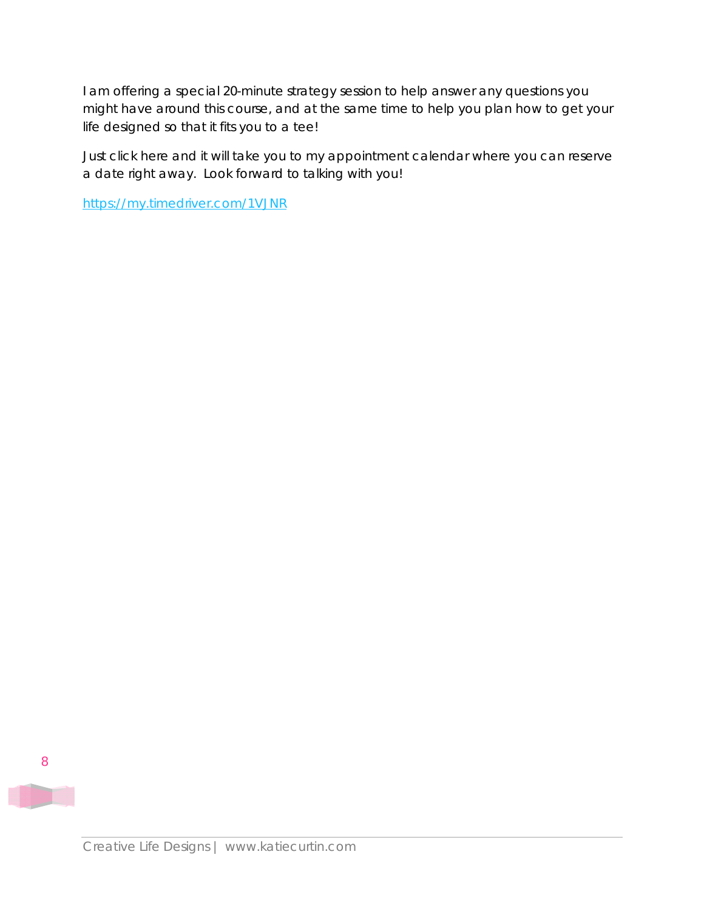I am offering a special 20-minute strategy session to help answer any questions you might have around this course, and at the same time to help you plan how to get your life designed so that it fits you to a tee!

Just click here and it will take you to my appointment calendar where you can reserve a date right away. Look forward to talking with you!

https://my.timedriver.com/1VJNR